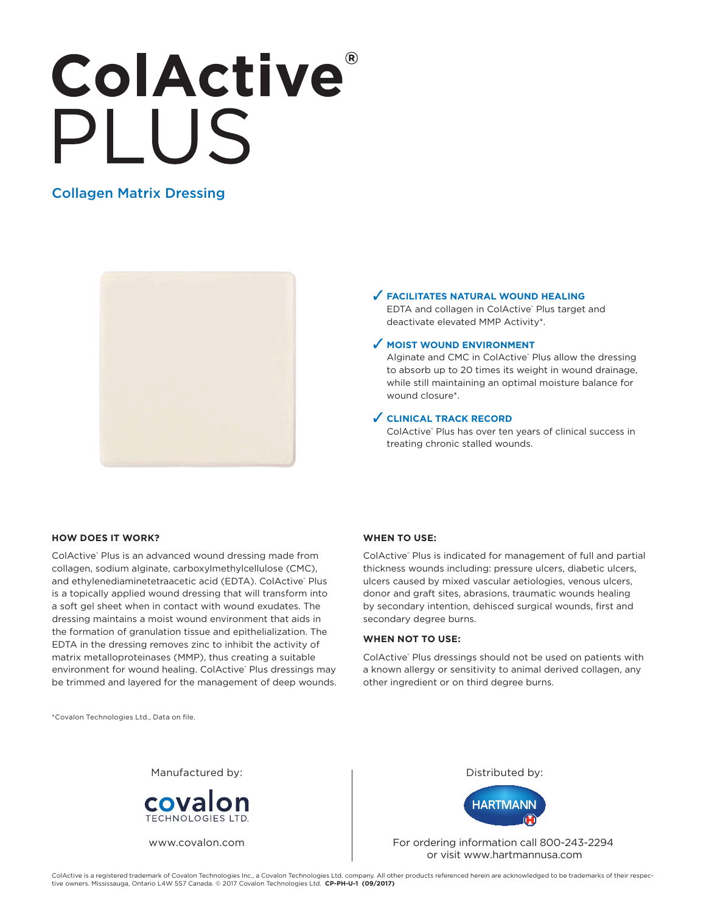# ColActive® PLUS

## Collagen Matrix Dressing

✓ **FACILITATES NATURAL WOUND HEALING**

EDTA and collagen in ColActive® Plus target and deactivate elevated MMP Activity*.

✓ **MOIST WOUND ENVIRONMENT**

Alginate and CMC in ColActive® Plus allow the dressing to absorb up to 20 times its weight in wound drainage, while still maintaining an optimal moisture balance for wound closure*.

✓ **CLINICAL TRACK RECORD**

ColActive® Plus has over ten years of clinical success in treating chronic stalled wounds.

### HOW DOES IT WORK?

ColActive® Plus is an advanced wound dressing made from collagen, sodium alginate, carboxylmethylcellulose (CMC), and ethylenediaminetetraacetic acid (EDTA). ColActive® Plus is a topically applied wound dressing that will transform into a soft gel sheet when in contact with wound exudates. The dressing maintains a moist wound environment that aids in the formation of granulation tissue and epithelialization. The EDTA in the dressing removes zinc to inhibit the activity of matrix metalloproteinases (MMP), thus creating a suitable environment for wound healing. ColActive® Plus dressings may be trimmed and layered for the management of deep wounds.

### WHEN TO USE:

ColActive® Plus is indicated for management of full and partial thickness wounds including: pressure ulcers, diabetic ulcers, ulcers caused by mixed vascular aetiologies, venous ulcers, donor and graft sites, abrasions, traumatic wounds healing by secondary intention, dehisced surgical wounds, first and secondary degree burns.

### WHEN NOT TO USE:

ColActive® Plus dressings should not be used on patients with a known allergy or sensitivity to animal derived collagen, any other ingredient or on third degree burns.

*Covalon Technologies Ltd., Data on file.

Manufactured by:

covalon TECHNOLOGIES LTD.

www.covalon.com

Distributed by:

HARTMANN

For ordering information call 800-243-2294 or visit www.hartmannusa.com

ColActive is a registered trademark of Covalon Technologies Inc., a Covalon Technologies Ltd. company. All other products referenced herein are acknowledged to be trademarks of their respective owners. Mississauga, Ontario L4W 5S7 Canada. © 2017 Covalon Technologies Ltd. **CP-PH-U-1 (09/2017)**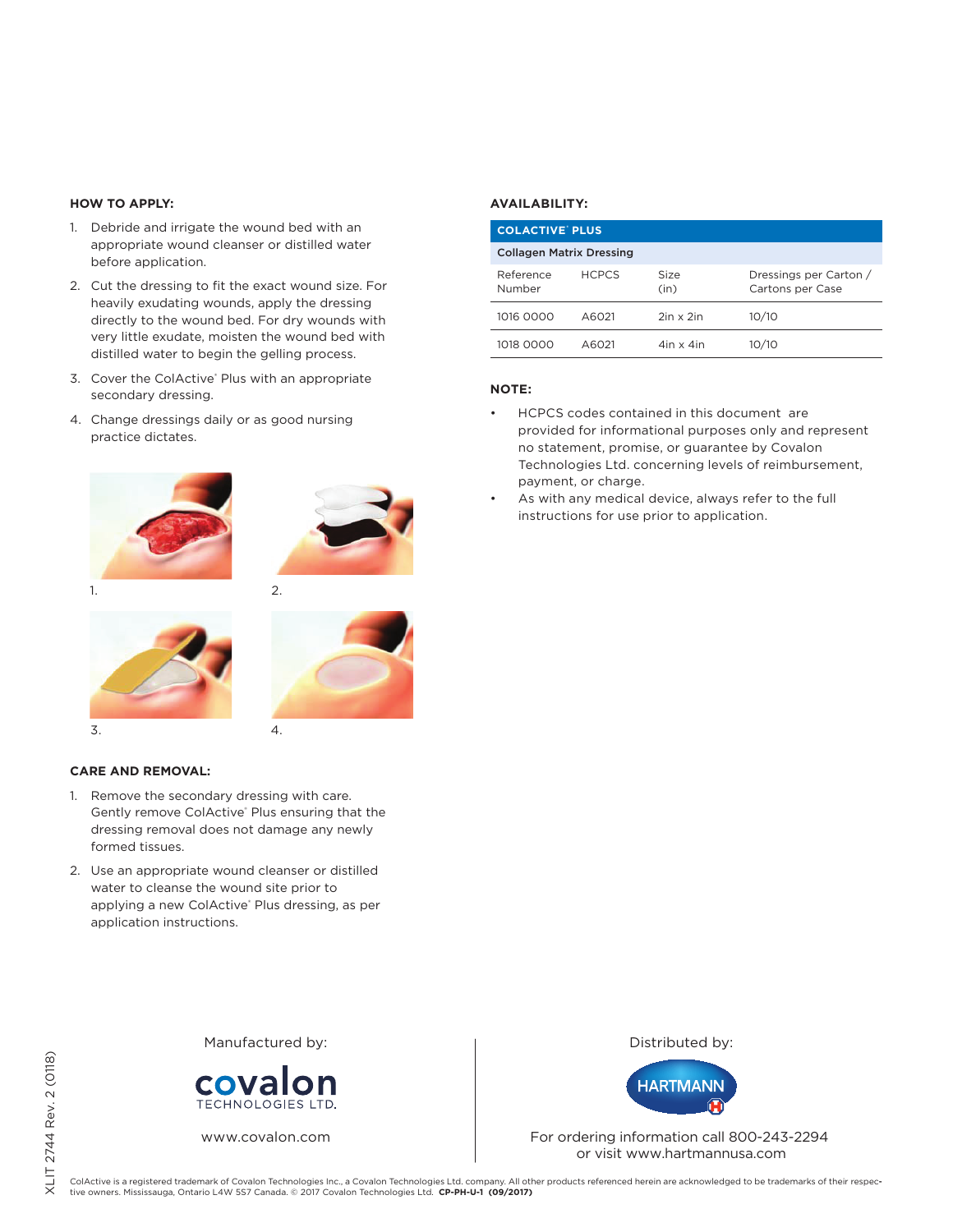## HOW TO APPLY:

1. Debride and irrigate the wound bed with an appropriate wound cleanser or distilled water before application.
2. Cut the dressing to fit the exact wound size. For heavily exudating wounds, apply the dressing directly to the wound bed. For dry wounds with very little exudate, moisten the wound bed with distilled water to begin the gelling process.
3. Cover the ColActive® Plus with an appropriate secondary dressing.
4. Change dressings daily or as good nursing practice dictates.

1.

2.

3.

4.

## CARE AND REMOVAL:

1. Remove the secondary dressing with care. Gently remove ColActive® Plus ensuring that the dressing removal does not damage any newly formed tissues.
2. Use an appropriate wound cleanser or distilled water to cleanse the wound site prior to applying a new ColActive® Plus dressing, as per application instructions.

## AVAILABILITY:

| COLACTIVE® PLUS | | | |
|---|---|---|---|
| Collagen Matrix Dressing | | | |
| Reference Number | HCPCS | Size (in) | Dressings per Carton / Cartons per Case |
| 1016 0000 | A6021 | 2in x 2in | 10/10 |
| 1018 0000 | A6021 | 4in x 4in | 10/10 |

## NOTE:

- HCPCS codes contained in this document are provided for informational purposes only and represent no statement, promise, or guarantee by Covalon Technologies Ltd. concerning levels of reimbursement, payment, or charge.
- As with any medical device, always refer to the full instructions for use prior to application.

Manufactured by:

covalon TECHNOLOGIES LTD.

www.covalon.com

Distributed by:

HARTMANN

For ordering information call 800-243-2294 or visit www.hartmannusa.com

XLIT 2744 Rev. 2 (0118)

ColActive is a registered trademark of Covalon Technologies Inc., a Covalon Technologies Ltd. company. All other products referenced herein are acknowledged to be trademarks of their respective owners. Mississauga, Ontario L4W 5S7 Canada. © 2017 Covalon Technologies Ltd. **CP-PH-U-1 (09/2017)**